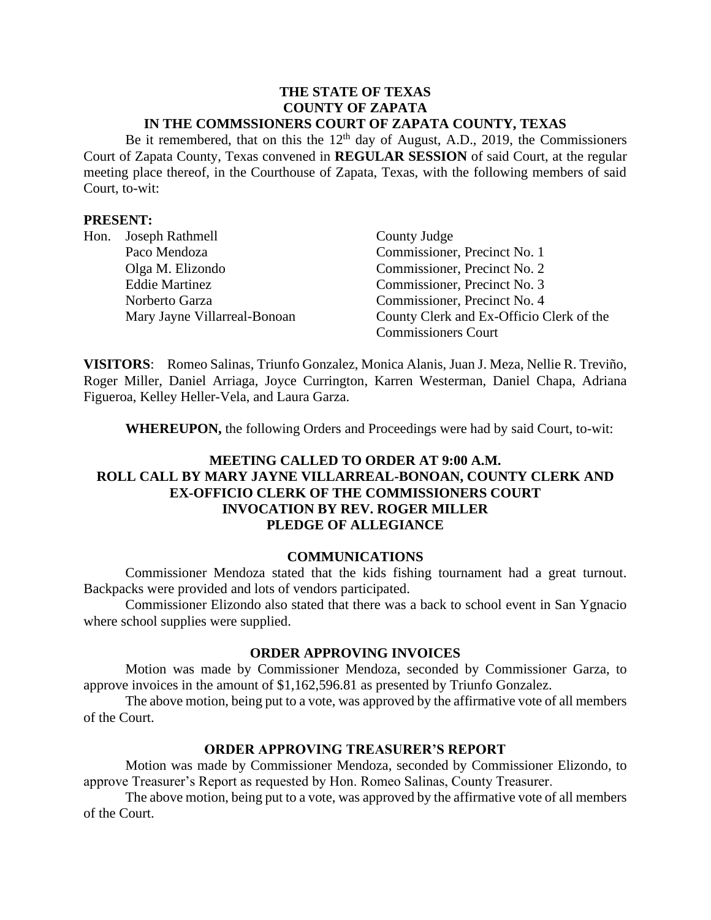**THE STATE OF TEXAS**
**COUNTY OF ZAPATA**
**IN THE COMMSSIONERS COURT OF ZAPATA COUNTY, TEXAS**

Be it remembered, that on this the 12th day of August, A.D., 2019, the Commissioners Court of Zapata County, Texas convened in **REGULAR SESSION** of said Court, at the regular meeting place thereof, in the Courthouse of Zapata, Texas, with the following members of said Court, to-wit:

**PRESENT:**

| | |
|---|---|
| Hon. Joseph Rathmell | County Judge |
| Paco Mendoza | Commissioner, Precinct No. 1 |
| Olga M. Elizondo | Commissioner, Precinct No. 2 |
| Eddie Martinez | Commissioner, Precinct No. 3 |
| Norberto Garza | Commissioner, Precinct No. 4 |
| Mary Jayne Villarreal-Bonoan | County Clerk and Ex-Officio Clerk of the Commissioners Court |

**VISITORS**: Romeo Salinas, Triunfo Gonzalez, Monica Alanis, Juan J. Meza, Nellie R. Treviño, Roger Miller, Daniel Arriaga, Joyce Currington, Karren Westerman, Daniel Chapa, Adriana Figueroa, Kelley Heller-Vela, and Laura Garza.

**WHEREUPON,** the following Orders and Proceedings were had by said Court, to-wit:

**MEETING CALLED TO ORDER AT 9:00 A.M.**
**ROLL CALL BY MARY JAYNE VILLARREAL-BONOAN, COUNTY CLERK AND EX-OFFICIO CLERK OF THE COMMISSIONERS COURT**
**INVOCATION BY REV. ROGER MILLER**
**PLEDGE OF ALLEGIANCE**

## COMMUNICATIONS

Commissioner Mendoza stated that the kids fishing tournament had a great turnout. Backpacks were provided and lots of vendors participated.

Commissioner Elizondo also stated that there was a back to school event in San Ygnacio where school supplies were supplied.

## ORDER APPROVING INVOICES

Motion was made by Commissioner Mendoza, seconded by Commissioner Garza, to approve invoices in the amount of $1,162,596.81 as presented by Triunfo Gonzalez.

The above motion, being put to a vote, was approved by the affirmative vote of all members of the Court.

## ORDER APPROVING TREASURER'S REPORT

Motion was made by Commissioner Mendoza, seconded by Commissioner Elizondo, to approve Treasurer's Report as requested by Hon. Romeo Salinas, County Treasurer.

The above motion, being put to a vote, was approved by the affirmative vote of all members of the Court.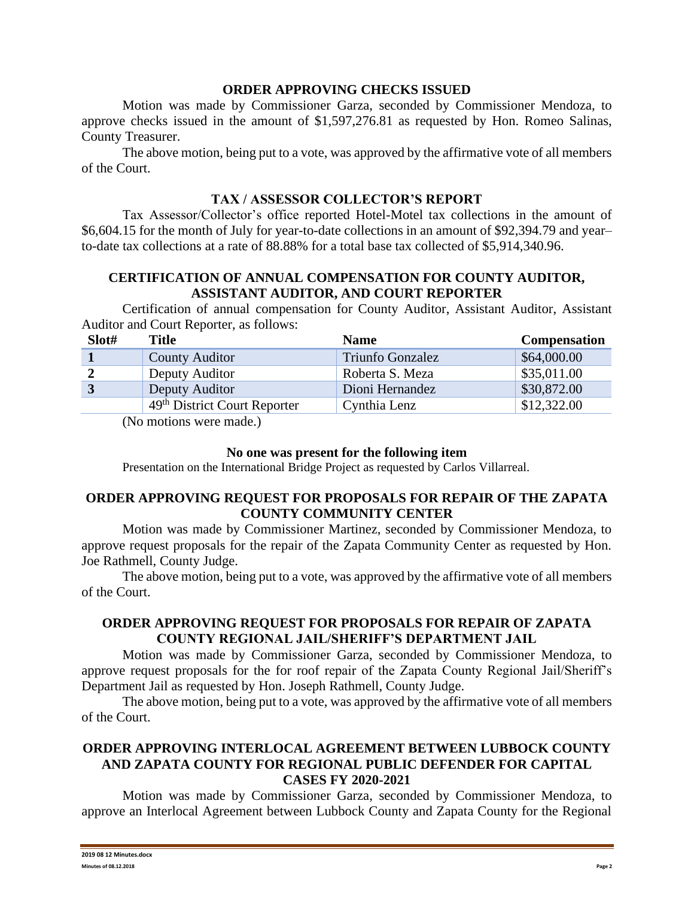### ORDER APPROVING CHECKS ISSUED

Motion was made by Commissioner Garza, seconded by Commissioner Mendoza, to approve checks issued in the amount of $1,597,276.81 as requested by Hon. Romeo Salinas, County Treasurer.

The above motion, being put to a vote, was approved by the affirmative vote of all members of the Court.

### TAX / ASSESSOR COLLECTOR'S REPORT

Tax Assessor/Collector's office reported Hotel-Motel tax collections in the amount of $6,604.15 for the month of July for year-to-date collections in an amount of $92,394.79 and year–to-date tax collections at a rate of 88.88% for a total base tax collected of $5,914,340.96.

### CERTIFICATION OF ANNUAL COMPENSATION FOR COUNTY AUDITOR, ASSISTANT AUDITOR, AND COURT REPORTER

Certification of annual compensation for County Auditor, Assistant Auditor, Assistant Auditor and Court Reporter, as follows:

| Slot# | Title | Name | Compensation |
|---|---|---|---|
| 1 | County Auditor | Triunfo Gonzalez | $64,000.00 |
| 2 | Deputy Auditor | Roberta S. Meza | $35,011.00 |
| 3 | Deputy Auditor | Dioni Hernandez | $30,872.00 |
| | 49th District Court Reporter | Cynthia Lenz | $12,322.00 |

(No motions were made.)

**No one was present for the following item**

Presentation on the International Bridge Project as requested by Carlos Villarreal.

### ORDER APPROVING REQUEST FOR PROPOSALS FOR REPAIR OF THE ZAPATA COUNTY COMMUNITY CENTER

Motion was made by Commissioner Martinez, seconded by Commissioner Mendoza, to approve request proposals for the repair of the Zapata Community Center as requested by Hon. Joe Rathmell, County Judge.

The above motion, being put to a vote, was approved by the affirmative vote of all members of the Court.

### ORDER APPROVING REQUEST FOR PROPOSALS FOR REPAIR OF ZAPATA COUNTY REGIONAL JAIL/SHERIFF'S DEPARTMENT JAIL

Motion was made by Commissioner Garza, seconded by Commissioner Mendoza, to approve request proposals for the for roof repair of the Zapata County Regional Jail/Sheriff's Department Jail as requested by Hon. Joseph Rathmell, County Judge.

The above motion, being put to a vote, was approved by the affirmative vote of all members of the Court.

### ORDER APPROVING INTERLOCAL AGREEMENT BETWEEN LUBBOCK COUNTY AND ZAPATA COUNTY FOR REGIONAL PUBLIC DEFENDER FOR CAPITAL CASES FY 2020-2021

Motion was made by Commissioner Garza, seconded by Commissioner Mendoza, to approve an Interlocal Agreement between Lubbock County and Zapata County for the Regional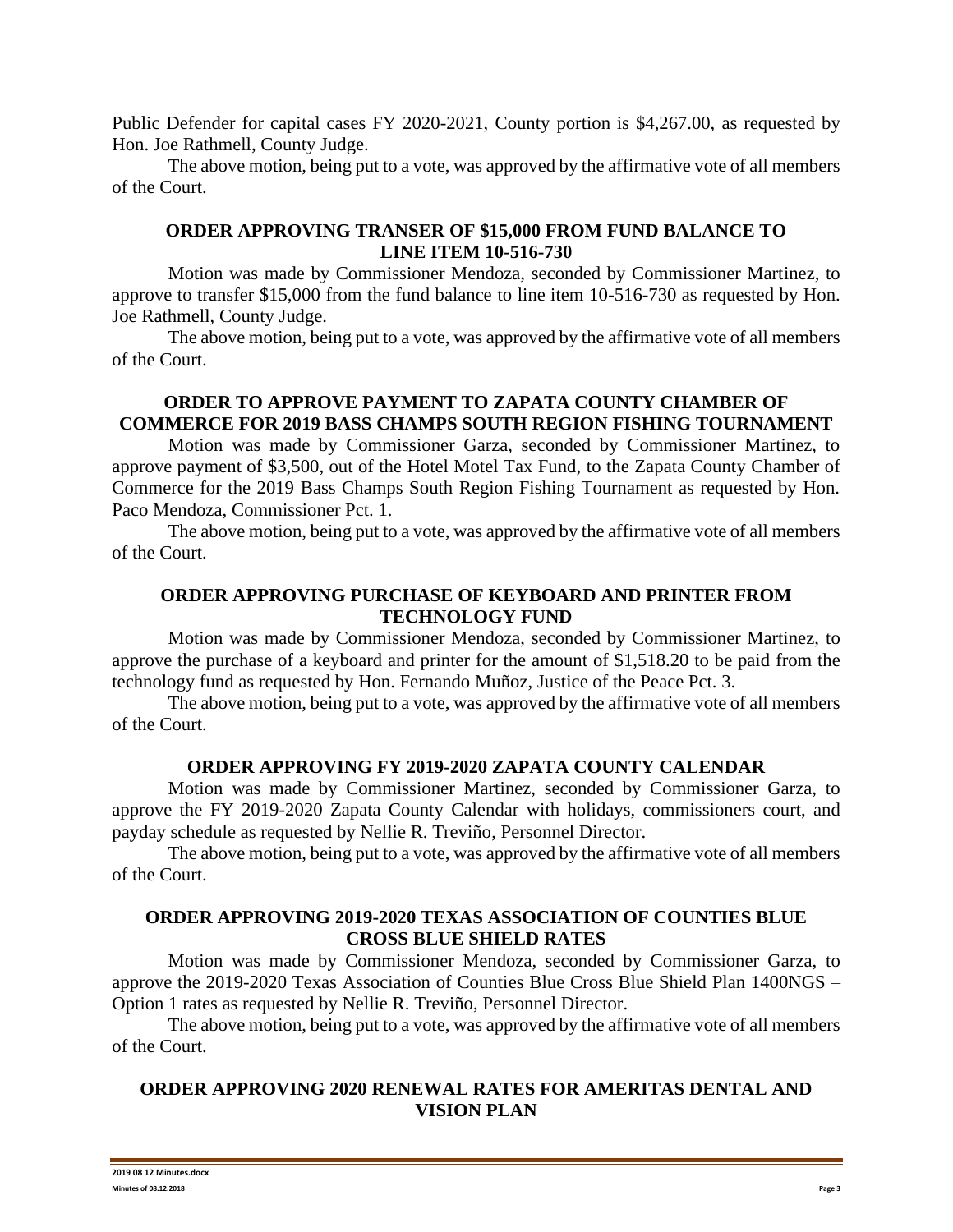Public Defender for capital cases FY 2020-2021, County portion is $4,267.00, as requested by Hon. Joe Rathmell, County Judge.

The above motion, being put to a vote, was approved by the affirmative vote of all members of the Court.

## ORDER APPROVING TRANSER OF $15,000 FROM FUND BALANCE TO LINE ITEM 10-516-730

Motion was made by Commissioner Mendoza, seconded by Commissioner Martinez, to approve to transfer $15,000 from the fund balance to line item 10-516-730 as requested by Hon. Joe Rathmell, County Judge.

The above motion, being put to a vote, was approved by the affirmative vote of all members of the Court.

## ORDER TO APPROVE PAYMENT TO ZAPATA COUNTY CHAMBER OF COMMERCE FOR 2019 BASS CHAMPS SOUTH REGION FISHING TOURNAMENT

Motion was made by Commissioner Garza, seconded by Commissioner Martinez, to approve payment of $3,500, out of the Hotel Motel Tax Fund, to the Zapata County Chamber of Commerce for the 2019 Bass Champs South Region Fishing Tournament as requested by Hon. Paco Mendoza, Commissioner Pct. 1.

The above motion, being put to a vote, was approved by the affirmative vote of all members of the Court.

## ORDER APPROVING PURCHASE OF KEYBOARD AND PRINTER FROM TECHNOLOGY FUND

Motion was made by Commissioner Mendoza, seconded by Commissioner Martinez, to approve the purchase of a keyboard and printer for the amount of $1,518.20 to be paid from the technology fund as requested by Hon. Fernando Muñoz, Justice of the Peace Pct. 3.

The above motion, being put to a vote, was approved by the affirmative vote of all members of the Court.

## ORDER APPROVING FY 2019-2020 ZAPATA COUNTY CALENDAR

Motion was made by Commissioner Martinez, seconded by Commissioner Garza, to approve the FY 2019-2020 Zapata County Calendar with holidays, commissioners court, and payday schedule as requested by Nellie R. Treviño, Personnel Director.

The above motion, being put to a vote, was approved by the affirmative vote of all members of the Court.

## ORDER APPROVING 2019-2020 TEXAS ASSOCIATION OF COUNTIES BLUE CROSS BLUE SHIELD RATES

Motion was made by Commissioner Mendoza, seconded by Commissioner Garza, to approve the 2019-2020 Texas Association of Counties Blue Cross Blue Shield Plan 1400NGS – Option 1 rates as requested by Nellie R. Treviño, Personnel Director.

The above motion, being put to a vote, was approved by the affirmative vote of all members of the Court.

## ORDER APPROVING 2020 RENEWAL RATES FOR AMERITAS DENTAL AND VISION PLAN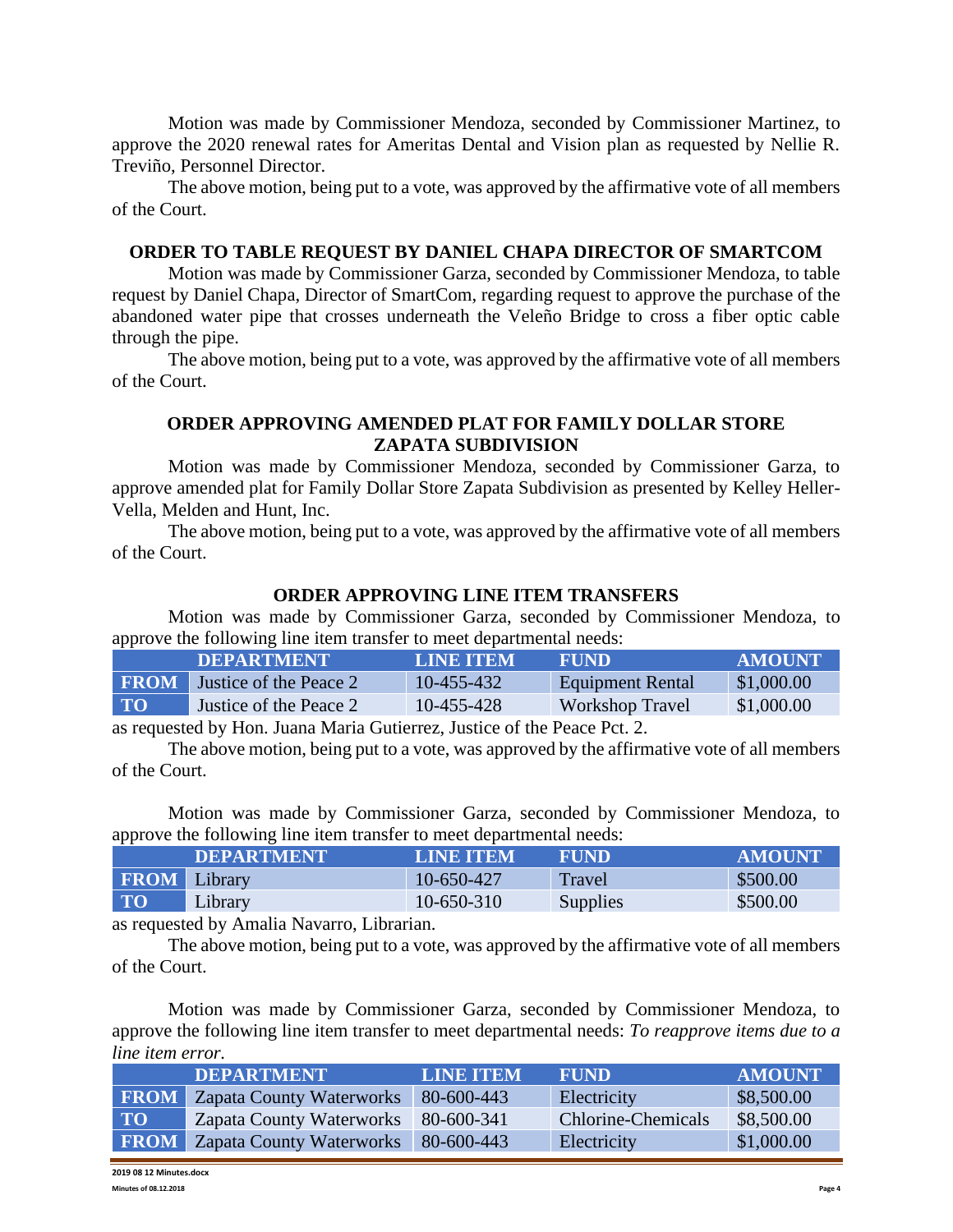Motion was made by Commissioner Mendoza, seconded by Commissioner Martinez, to approve the 2020 renewal rates for Ameritas Dental and Vision plan as requested by Nellie R. Treviño, Personnel Director.

The above motion, being put to a vote, was approved by the affirmative vote of all members of the Court.

**ORDER TO TABLE REQUEST BY DANIEL CHAPA DIRECTOR OF SMARTCOM**

Motion was made by Commissioner Garza, seconded by Commissioner Mendoza, to table request by Daniel Chapa, Director of SmartCom, regarding request to approve the purchase of the abandoned water pipe that crosses underneath the Veleño Bridge to cross a fiber optic cable through the pipe.

The above motion, being put to a vote, was approved by the affirmative vote of all members of the Court.

**ORDER APPROVING AMENDED PLAT FOR FAMILY DOLLAR STORE ZAPATA SUBDIVISION**

Motion was made by Commissioner Mendoza, seconded by Commissioner Garza, to approve amended plat for Family Dollar Store Zapata Subdivision as presented by Kelley Heller-Vella, Melden and Hunt, Inc.

The above motion, being put to a vote, was approved by the affirmative vote of all members of the Court.

**ORDER APPROVING LINE ITEM TRANSFERS**

Motion was made by Commissioner Garza, seconded by Commissioner Mendoza, to approve the following line item transfer to meet departmental needs:

| | DEPARTMENT | LINE ITEM | FUND | AMOUNT |
|---|---|---|---|---|
| FROM | Justice of the Peace 2 | 10-455-432 | Equipment Rental | $1,000.00 |
| TO | Justice of the Peace 2 | 10-455-428 | Workshop Travel | $1,000.00 |

as requested by Hon. Juana Maria Gutierrez, Justice of the Peace Pct. 2.

The above motion, being put to a vote, was approved by the affirmative vote of all members of the Court.

Motion was made by Commissioner Garza, seconded by Commissioner Mendoza, to approve the following line item transfer to meet departmental needs:

| | DEPARTMENT | LINE ITEM | FUND | AMOUNT |
|---|---|---|---|---|
| FROM | Library | 10-650-427 | Travel | $500.00 |
| TO | Library | 10-650-310 | Supplies | $500.00 |

as requested by Amalia Navarro, Librarian.

The above motion, being put to a vote, was approved by the affirmative vote of all members of the Court.

Motion was made by Commissioner Garza, seconded by Commissioner Mendoza, to approve the following line item transfer to meet departmental needs: *To reapprove items due to a line item error.*

| | DEPARTMENT | LINE ITEM | FUND | AMOUNT |
|---|---|---|---|---|
| FROM | Zapata County Waterworks | 80-600-443 | Electricity | $8,500.00 |
| TO | Zapata County Waterworks | 80-600-341 | Chlorine-Chemicals | $8,500.00 |
| FROM | Zapata County Waterworks | 80-600-443 | Electricity | $1,000.00 |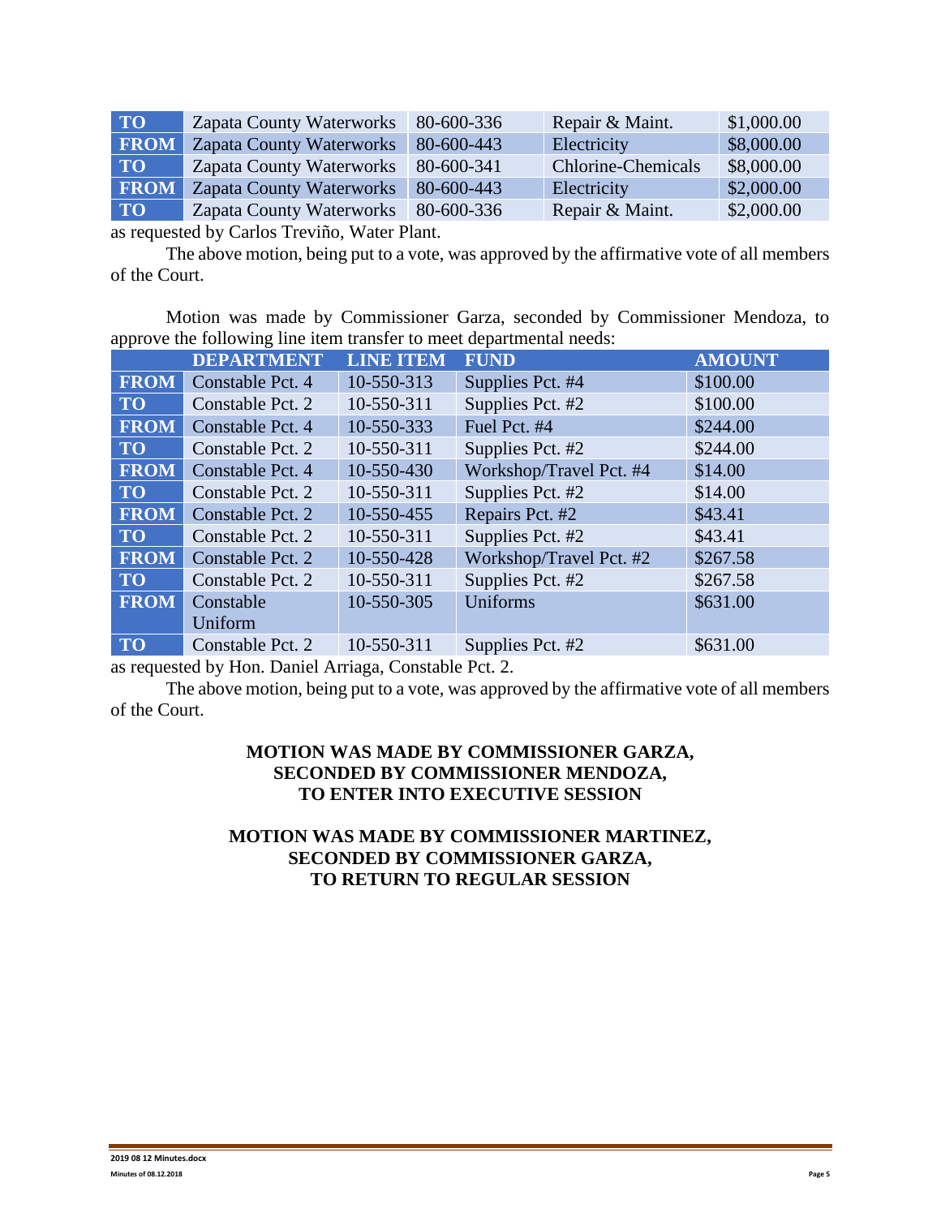| TO | Zapata County Waterworks | 80-600-336 | Repair & Maint. | $1,000.00 |
|---|---|---|---|---|
| FROM | Zapata County Waterworks | 80-600-443 | Electricity | $8,000.00 |
| TO | Zapata County Waterworks | 80-600-341 | Chlorine-Chemicals | $8,000.00 |
| FROM | Zapata County Waterworks | 80-600-443 | Electricity | $2,000.00 |
| TO | Zapata County Waterworks | 80-600-336 | Repair & Maint. | $2,000.00 |

as requested by Carlos Treviño, Water Plant.

The above motion, being put to a vote, was approved by the affirmative vote of all members of the Court.

Motion was made by Commissioner Garza, seconded by Commissioner Mendoza, to approve the following line item transfer to meet departmental needs:

| | DEPARTMENT | LINE ITEM | FUND | AMOUNT |
|---|---|---|---|---|
| FROM | Constable Pct. 4 | 10-550-313 | Supplies Pct. #4 | $100.00 |
| TO | Constable Pct. 2 | 10-550-311 | Supplies Pct. #2 | $100.00 |
| FROM | Constable Pct. 4 | 10-550-333 | Fuel Pct. #4 | $244.00 |
| TO | Constable Pct. 2 | 10-550-311 | Supplies Pct. #2 | $244.00 |
| FROM | Constable Pct. 4 | 10-550-430 | Workshop/Travel Pct. #4 | $14.00 |
| TO | Constable Pct. 2 | 10-550-311 | Supplies Pct. #2 | $14.00 |
| FROM | Constable Pct. 2 | 10-550-455 | Repairs Pct. #2 | $43.41 |
| TO | Constable Pct. 2 | 10-550-311 | Supplies Pct. #2 | $43.41 |
| FROM | Constable Pct. 2 | 10-550-428 | Workshop/Travel Pct. #2 | $267.58 |
| TO | Constable Pct. 2 | 10-550-311 | Supplies Pct. #2 | $267.58 |
| FROM | Constable Uniform | 10-550-305 | Uniforms | $631.00 |
| TO | Constable Pct. 2 | 10-550-311 | Supplies Pct. #2 | $631.00 |

as requested by Hon. Daniel Arriaga, Constable Pct. 2.

The above motion, being put to a vote, was approved by the affirmative vote of all members of the Court.

**MOTION WAS MADE BY COMMISSIONER GARZA, SECONDED BY COMMISSIONER MENDOZA, TO ENTER INTO EXECUTIVE SESSION**

**MOTION WAS MADE BY COMMISSIONER MARTINEZ, SECONDED BY COMMISSIONER GARZA, TO RETURN TO REGULAR SESSION**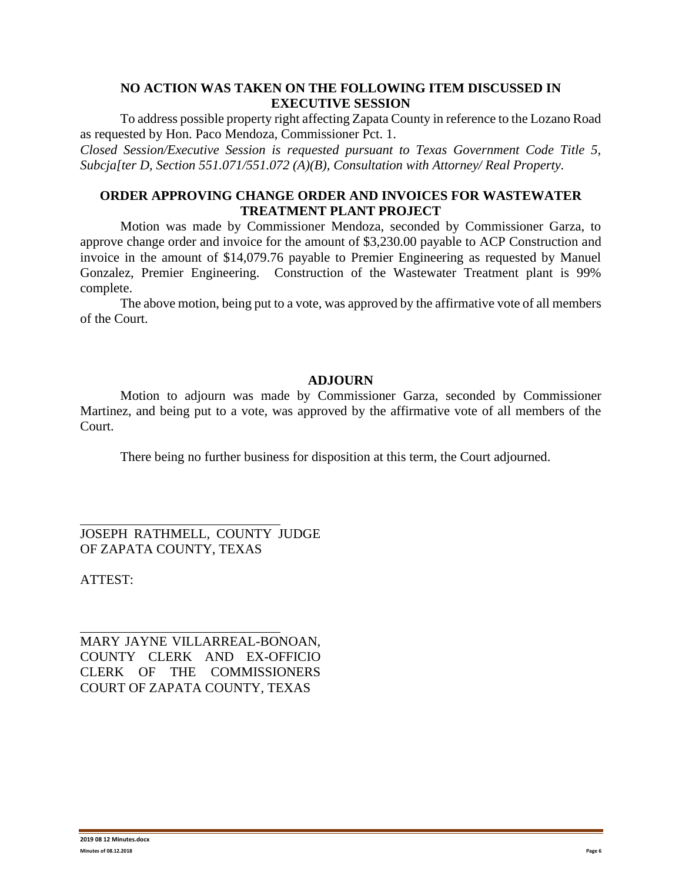**NO ACTION WAS TAKEN ON THE FOLLOWING ITEM DISCUSSED IN EXECUTIVE SESSION**

To address possible property right affecting Zapata County in reference to the Lozano Road as requested by Hon. Paco Mendoza, Commissioner Pct. 1.

*Closed Session/Executive Session is requested pursuant to Texas Government Code Title 5, Subcja[ter D, Section 551.071/551.072 (A)(B), Consultation with Attorney/ Real Property.*

**ORDER APPROVING CHANGE ORDER AND INVOICES FOR WASTEWATER TREATMENT PLANT PROJECT**

Motion was made by Commissioner Mendoza, seconded by Commissioner Garza, to approve change order and invoice for the amount of $3,230.00 payable to ACP Construction and invoice in the amount of $14,079.76 payable to Premier Engineering as requested by Manuel Gonzalez, Premier Engineering. Construction of the Wastewater Treatment plant is 99% complete.

The above motion, being put to a vote, was approved by the affirmative vote of all members of the Court.

**ADJOURN**

Motion to adjourn was made by Commissioner Garza, seconded by Commissioner Martinez, and being put to a vote, was approved by the affirmative vote of all members of the Court.

There being no further business for disposition at this term, the Court adjourned.

JOSEPH RATHMELL, COUNTY JUDGE
OF ZAPATA COUNTY, TEXAS

ATTEST:

MARY JAYNE VILLARREAL-BONOAN,
COUNTY CLERK AND EX-OFFICIO
CLERK OF THE COMMISSIONERS
COURT OF ZAPATA COUNTY, TEXAS